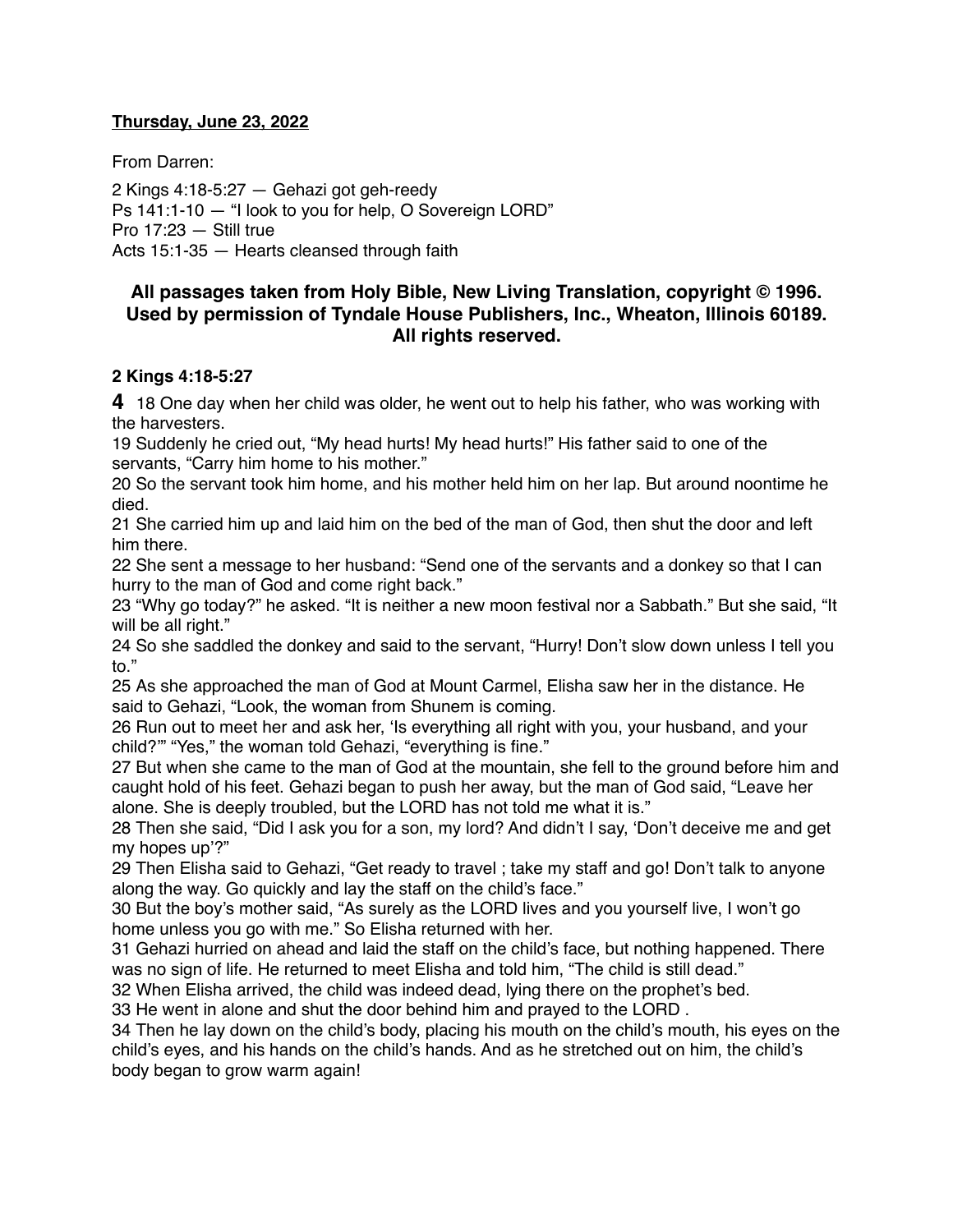**Thursday, June 23, 2022**

From Darren:

2 Kings 4:18-5:27 — Gehazi got geh-reedy
Ps 141:1-10 — "I look to you for help, O Sovereign LORD"
Pro 17:23 — Still true
Acts 15:1-35 — Hearts cleansed through faith

**All passages taken from Holy Bible, New Living Translation, copyright © 1996. Used by permission of Tyndale House Publishers, Inc., Wheaton, Illinois 60189. All rights reserved.**

**2 Kings 4:18-5:27**

**4** 18 One day when her child was older, he went out to help his father, who was working with the harvesters.
19 Suddenly he cried out, "My head hurts! My head hurts!" His father said to one of the servants, "Carry him home to his mother."
20 So the servant took him home, and his mother held him on her lap. But around noontime he died.
21 She carried him up and laid him on the bed of the man of God, then shut the door and left him there.
22 She sent a message to her husband: "Send one of the servants and a donkey so that I can hurry to the man of God and come right back."
23 "Why go today?" he asked. "It is neither a new moon festival nor a Sabbath." But she said, "It will be all right."
24 So she saddled the donkey and said to the servant, "Hurry! Don't slow down unless I tell you to."
25 As she approached the man of God at Mount Carmel, Elisha saw her in the distance. He said to Gehazi, "Look, the woman from Shunem is coming.
26 Run out to meet her and ask her, 'Is everything all right with you, your husband, and your child?'" "Yes," the woman told Gehazi, "everything is fine."
27 But when she came to the man of God at the mountain, she fell to the ground before him and caught hold of his feet. Gehazi began to push her away, but the man of God said, "Leave her alone. She is deeply troubled, but the LORD has not told me what it is."
28 Then she said, "Did I ask you for a son, my lord? And didn't I say, 'Don't deceive me and get my hopes up'?"
29 Then Elisha said to Gehazi, "Get ready to travel ; take my staff and go! Don't talk to anyone along the way. Go quickly and lay the staff on the child's face."
30 But the boy's mother said, "As surely as the LORD lives and you yourself live, I won't go home unless you go with me." So Elisha returned with her.
31 Gehazi hurried on ahead and laid the staff on the child's face, but nothing happened. There was no sign of life. He returned to meet Elisha and told him, "The child is still dead."
32 When Elisha arrived, the child was indeed dead, lying there on the prophet's bed.
33 He went in alone and shut the door behind him and prayed to the LORD .
34 Then he lay down on the child's body, placing his mouth on the child's mouth, his eyes on the child's eyes, and his hands on the child's hands. And as he stretched out on him, the child's body began to grow warm again!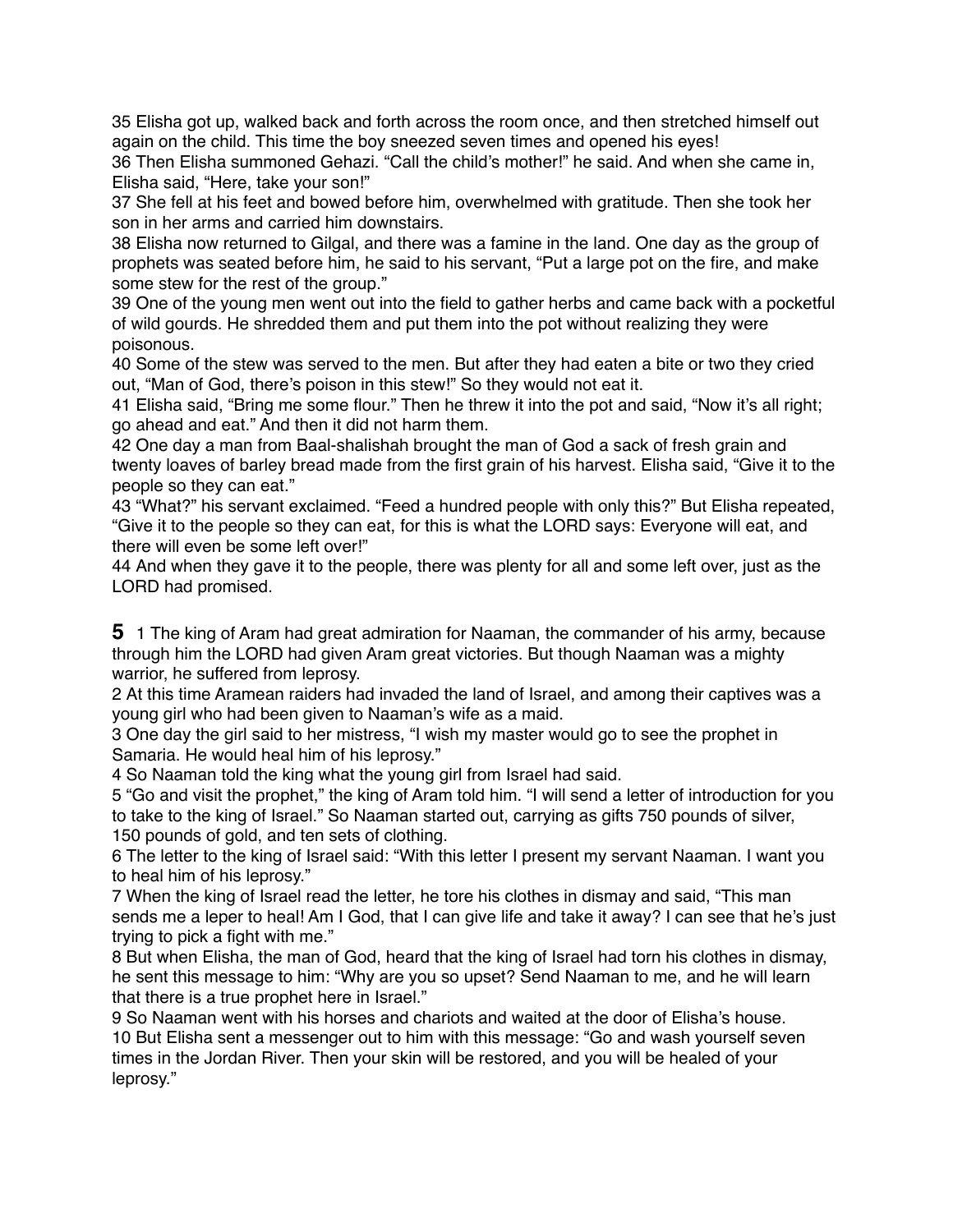35 Elisha got up, walked back and forth across the room once, and then stretched himself out again on the child. This time the boy sneezed seven times and opened his eyes!
36 Then Elisha summoned Gehazi. “Call the child’s mother!” he said. And when she came in, Elisha said, “Here, take your son!”
37 She fell at his feet and bowed before him, overwhelmed with gratitude. Then she took her son in her arms and carried him downstairs.
38 Elisha now returned to Gilgal, and there was a famine in the land. One day as the group of prophets was seated before him, he said to his servant, “Put a large pot on the fire, and make some stew for the rest of the group.”
39 One of the young men went out into the field to gather herbs and came back with a pocketful of wild gourds. He shredded them and put them into the pot without realizing they were poisonous.
40 Some of the stew was served to the men. But after they had eaten a bite or two they cried out, “Man of God, there’s poison in this stew!” So they would not eat it.
41 Elisha said, “Bring me some flour.” Then he threw it into the pot and said, “Now it’s all right; go ahead and eat.” And then it did not harm them.
42 One day a man from Baal-shalishah brought the man of God a sack of fresh grain and twenty loaves of barley bread made from the first grain of his harvest. Elisha said, “Give it to the people so they can eat.”
43 “What?” his servant exclaimed. “Feed a hundred people with only this?” But Elisha repeated, “Give it to the people so they can eat, for this is what the LORD says: Everyone will eat, and there will even be some left over!”
44 And when they gave it to the people, there was plenty for all and some left over, just as the LORD had promised.

**5** 1 The king of Aram had great admiration for Naaman, the commander of his army, because through him the LORD had given Aram great victories. But though Naaman was a mighty warrior, he suffered from leprosy.
2 At this time Aramean raiders had invaded the land of Israel, and among their captives was a young girl who had been given to Naaman’s wife as a maid.
3 One day the girl said to her mistress, “I wish my master would go to see the prophet in Samaria. He would heal him of his leprosy.”
4 So Naaman told the king what the young girl from Israel had said.
5 “Go and visit the prophet,” the king of Aram told him. “I will send a letter of introduction for you to take to the king of Israel.” So Naaman started out, carrying as gifts 750 pounds of silver, 150 pounds of gold, and ten sets of clothing.
6 The letter to the king of Israel said: “With this letter I present my servant Naaman. I want you to heal him of his leprosy.”
7 When the king of Israel read the letter, he tore his clothes in dismay and said, “This man sends me a leper to heal! Am I God, that I can give life and take it away? I can see that he’s just trying to pick a fight with me.”
8 But when Elisha, the man of God, heard that the king of Israel had torn his clothes in dismay, he sent this message to him: “Why are you so upset? Send Naaman to me, and he will learn that there is a true prophet here in Israel.”
9 So Naaman went with his horses and chariots and waited at the door of Elisha’s house.
10 But Elisha sent a messenger out to him with this message: “Go and wash yourself seven times in the Jordan River. Then your skin will be restored, and you will be healed of your leprosy.”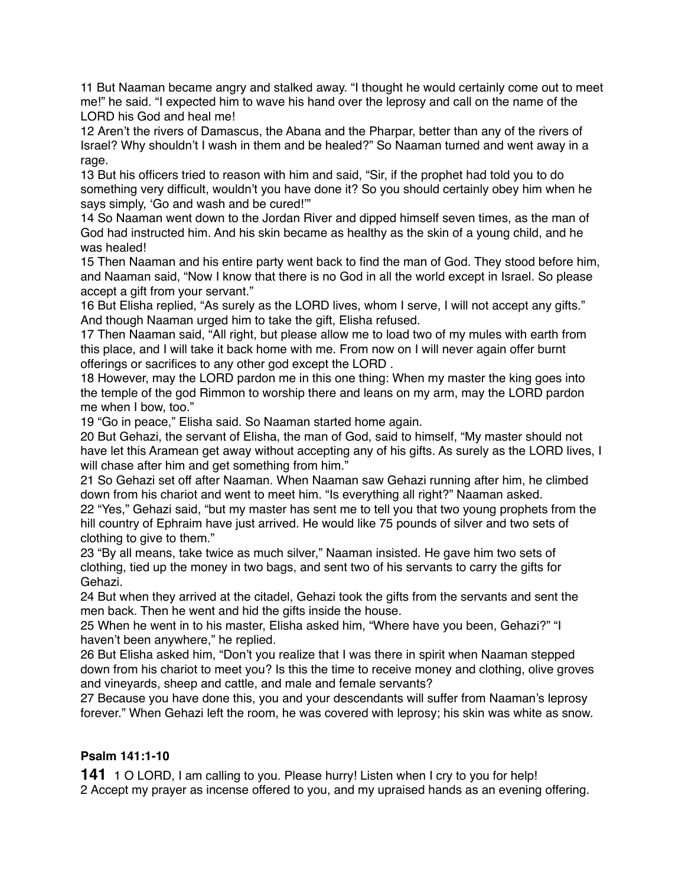11 But Naaman became angry and stalked away. “I thought he would certainly come out to meet me!” he said. “I expected him to wave his hand over the leprosy and call on the name of the LORD his God and heal me!

12 Aren’t the rivers of Damascus, the Abana and the Pharpar, better than any of the rivers of Israel? Why shouldn’t I wash in them and be healed?” So Naaman turned and went away in a rage.

13 But his officers tried to reason with him and said, “Sir, if the prophet had told you to do something very difficult, wouldn’t you have done it? So you should certainly obey him when he says simply, ‘Go and wash and be cured!’”

14 So Naaman went down to the Jordan River and dipped himself seven times, as the man of God had instructed him. And his skin became as healthy as the skin of a young child, and he was healed!

15 Then Naaman and his entire party went back to find the man of God. They stood before him, and Naaman said, “Now I know that there is no God in all the world except in Israel. So please accept a gift from your servant.”

16 But Elisha replied, “As surely as the LORD lives, whom I serve, I will not accept any gifts.” And though Naaman urged him to take the gift, Elisha refused.

17 Then Naaman said, “All right, but please allow me to load two of my mules with earth from this place, and I will take it back home with me. From now on I will never again offer burnt offerings or sacrifices to any other god except the LORD .

18 However, may the LORD pardon me in this one thing: When my master the king goes into the temple of the god Rimmon to worship there and leans on my arm, may the LORD pardon me when I bow, too.”

19 “Go in peace,” Elisha said. So Naaman started home again.

20 But Gehazi, the servant of Elisha, the man of God, said to himself, “My master should not have let this Aramean get away without accepting any of his gifts. As surely as the LORD lives, I will chase after him and get something from him.”

21 So Gehazi set off after Naaman. When Naaman saw Gehazi running after him, he climbed down from his chariot and went to meet him. “Is everything all right?” Naaman asked.

22 “Yes,” Gehazi said, “but my master has sent me to tell you that two young prophets from the hill country of Ephraim have just arrived. He would like 75 pounds of silver and two sets of clothing to give to them.”

23 “By all means, take twice as much silver,” Naaman insisted. He gave him two sets of clothing, tied up the money in two bags, and sent two of his servants to carry the gifts for Gehazi.

24 But when they arrived at the citadel, Gehazi took the gifts from the servants and sent the men back. Then he went and hid the gifts inside the house.

25 When he went in to his master, Elisha asked him, “Where have you been, Gehazi?” “I haven’t been anywhere,” he replied.

26 But Elisha asked him, “Don’t you realize that I was there in spirit when Naaman stepped down from his chariot to meet you? Is this the time to receive money and clothing, olive groves and vineyards, sheep and cattle, and male and female servants?

27 Because you have done this, you and your descendants will suffer from Naaman’s leprosy forever.” When Gehazi left the room, he was covered with leprosy; his skin was white as snow.

**Psalm 141:1-10**

**141** 1 O LORD, I am calling to you. Please hurry! Listen when I cry to you for help!

2 Accept my prayer as incense offered to you, and my upraised hands as an evening offering.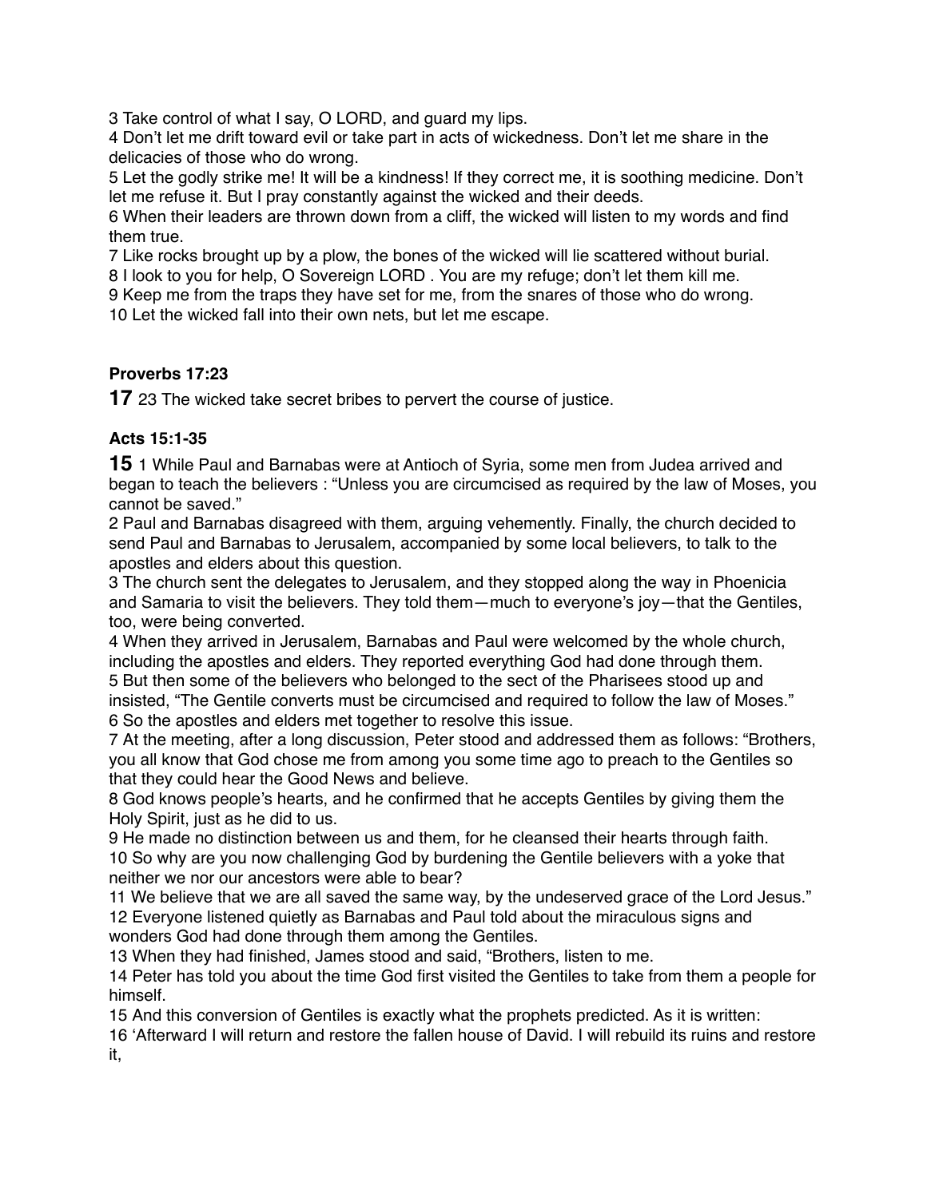3 Take control of what I say, O LORD, and guard my lips.
4 Don't let me drift toward evil or take part in acts of wickedness. Don't let me share in the delicacies of those who do wrong.
5 Let the godly strike me! It will be a kindness! If they correct me, it is soothing medicine. Don't let me refuse it. But I pray constantly against the wicked and their deeds.
6 When their leaders are thrown down from a cliff, the wicked will listen to my words and find them true.
7 Like rocks brought up by a plow, the bones of the wicked will lie scattered without burial.
8 I look to you for help, O Sovereign LORD . You are my refuge; don't let them kill me.
9 Keep me from the traps they have set for me, from the snares of those who do wrong.
10 Let the wicked fall into their own nets, but let me escape.

**Proverbs 17:23**

**17** 23 The wicked take secret bribes to pervert the course of justice.

**Acts 15:1-35**

**15** 1 While Paul and Barnabas were at Antioch of Syria, some men from Judea arrived and began to teach the believers : "Unless you are circumcised as required by the law of Moses, you cannot be saved."
2 Paul and Barnabas disagreed with them, arguing vehemently. Finally, the church decided to send Paul and Barnabas to Jerusalem, accompanied by some local believers, to talk to the apostles and elders about this question.
3 The church sent the delegates to Jerusalem, and they stopped along the way in Phoenicia and Samaria to visit the believers. They told them—much to everyone's joy—that the Gentiles, too, were being converted.
4 When they arrived in Jerusalem, Barnabas and Paul were welcomed by the whole church, including the apostles and elders. They reported everything God had done through them.
5 But then some of the believers who belonged to the sect of the Pharisees stood up and insisted, "The Gentile converts must be circumcised and required to follow the law of Moses."
6 So the apostles and elders met together to resolve this issue.
7 At the meeting, after a long discussion, Peter stood and addressed them as follows: "Brothers, you all know that God chose me from among you some time ago to preach to the Gentiles so that they could hear the Good News and believe.
8 God knows people's hearts, and he confirmed that he accepts Gentiles by giving them the Holy Spirit, just as he did to us.
9 He made no distinction between us and them, for he cleansed their hearts through faith.
10 So why are you now challenging God by burdening the Gentile believers with a yoke that neither we nor our ancestors were able to bear?
11 We believe that we are all saved the same way, by the undeserved grace of the Lord Jesus."
12 Everyone listened quietly as Barnabas and Paul told about the miraculous signs and wonders God had done through them among the Gentiles.
13 When they had finished, James stood and said, "Brothers, listen to me.
14 Peter has told you about the time God first visited the Gentiles to take from them a people for himself.
15 And this conversion of Gentiles is exactly what the prophets predicted. As it is written:
16 'Afterward I will return and restore the fallen house of David. I will rebuild its ruins and restore it,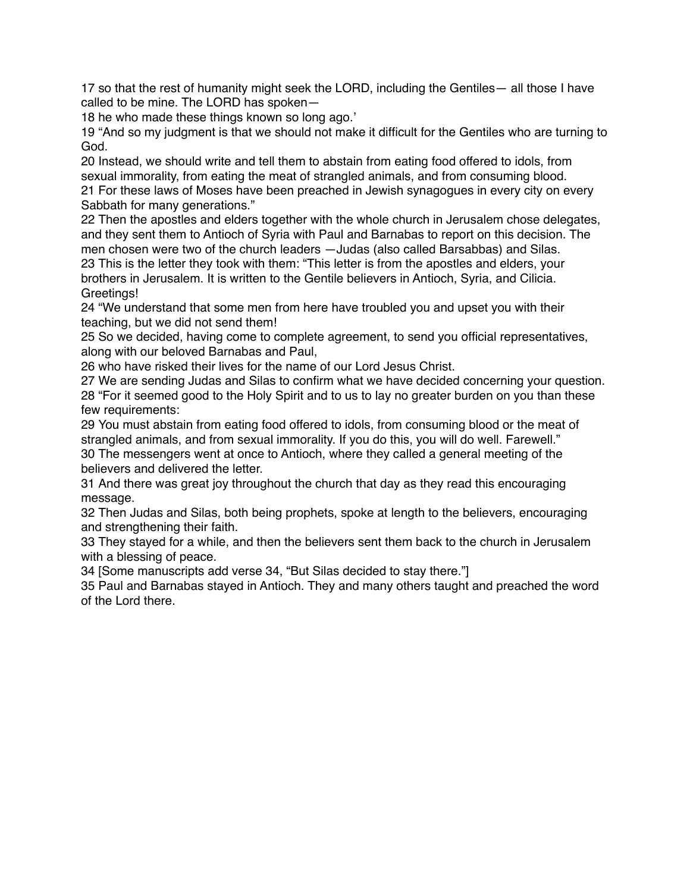17 so that the rest of humanity might seek the LORD, including the Gentiles— all those I have called to be mine. The LORD has spoken—

18 he who made these things known so long ago.'

19 "And so my judgment is that we should not make it difficult for the Gentiles who are turning to God.

20 Instead, we should write and tell them to abstain from eating food offered to idols, from sexual immorality, from eating the meat of strangled animals, and from consuming blood.

21 For these laws of Moses have been preached in Jewish synagogues in every city on every Sabbath for many generations."

22 Then the apostles and elders together with the whole church in Jerusalem chose delegates, and they sent them to Antioch of Syria with Paul and Barnabas to report on this decision. The men chosen were two of the church leaders —Judas (also called Barsabbas) and Silas.

23 This is the letter they took with them: "This letter is from the apostles and elders, your brothers in Jerusalem. It is written to the Gentile believers in Antioch, Syria, and Cilicia. Greetings!

24 "We understand that some men from here have troubled you and upset you with their teaching, but we did not send them!

25 So we decided, having come to complete agreement, to send you official representatives, along with our beloved Barnabas and Paul,

26 who have risked their lives for the name of our Lord Jesus Christ.

27 We are sending Judas and Silas to confirm what we have decided concerning your question.

28 "For it seemed good to the Holy Spirit and to us to lay no greater burden on you than these few requirements:

29 You must abstain from eating food offered to idols, from consuming blood or the meat of strangled animals, and from sexual immorality. If you do this, you will do well. Farewell."

30 The messengers went at once to Antioch, where they called a general meeting of the believers and delivered the letter.

31 And there was great joy throughout the church that day as they read this encouraging message.

32 Then Judas and Silas, both being prophets, spoke at length to the believers, encouraging and strengthening their faith.

33 They stayed for a while, and then the believers sent them back to the church in Jerusalem with a blessing of peace.

34 [Some manuscripts add verse 34, "But Silas decided to stay there."]

35 Paul and Barnabas stayed in Antioch. They and many others taught and preached the word of the Lord there.